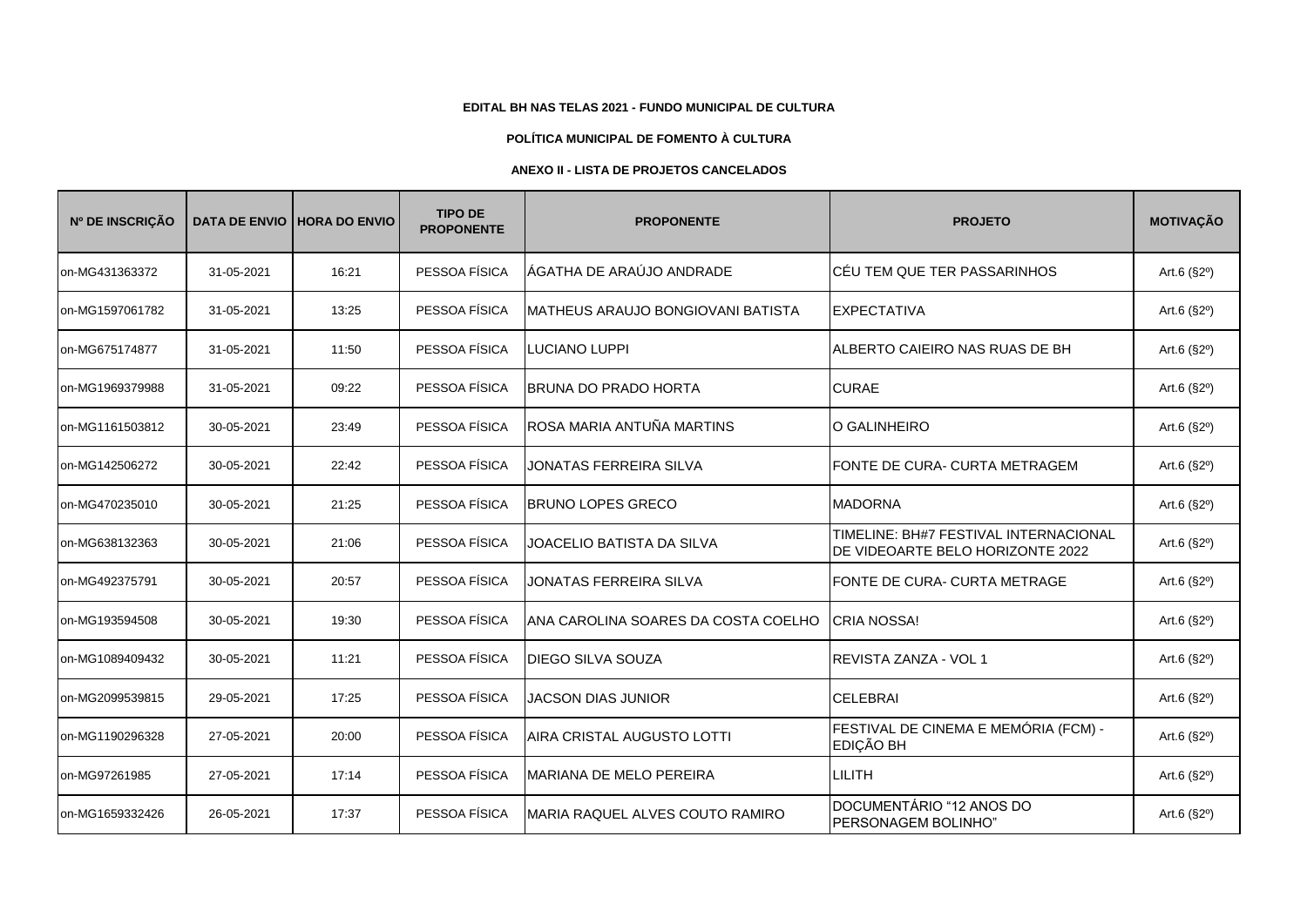**EDITAL BH NAS TELAS 2021 - FUNDO MUNICIPAL DE CULTURA**

**POLÍTICA MUNICIPAL DE FOMENTO À CULTURA**

**ANEXO II - LISTA DE PROJETOS CANCELADOS**

| Nº DE INSCRIÇÃO | DATA DE ENVIO | HORA DO ENVIO | TIPO DE PROPONENTE | PROPONENTE | PROJETO | MOTIVAÇÃO |
|---|---|---|---|---|---|---|
| on-MG431363372 | 31-05-2021 | 16:21 | PESSOA FÍSICA | ÁGATHA DE ARAÚJO ANDRADE | CÉU TEM QUE TER PASSARINHOS | Art.6 (§2º) |
| on-MG1597061782 | 31-05-2021 | 13:25 | PESSOA FÍSICA | MATHEUS ARAUJO BONGIOVANI BATISTA | EXPECTATIVA | Art.6 (§2º) |
| on-MG675174877 | 31-05-2021 | 11:50 | PESSOA FÍSICA | LUCIANO LUPPI | ALBERTO CAIEIRO NAS RUAS DE BH | Art.6 (§2º) |
| on-MG1969379988 | 31-05-2021 | 09:22 | PESSOA FÍSICA | BRUNA DO PRADO HORTA | CURAE | Art.6 (§2º) |
| on-MG1161503812 | 30-05-2021 | 23:49 | PESSOA FÍSICA | ROSA MARIA ANTUÑA MARTINS | O GALINHEIRO | Art.6 (§2º) |
| on-MG142506272 | 30-05-2021 | 22:42 | PESSOA FÍSICA | JONATAS FERREIRA SILVA | FONTE DE CURA- CURTA METRAGEM | Art.6 (§2º) |
| on-MG470235010 | 30-05-2021 | 21:25 | PESSOA FÍSICA | BRUNO LOPES GRECO | MADORNA | Art.6 (§2º) |
| on-MG638132363 | 30-05-2021 | 21:06 | PESSOA FÍSICA | JOACELIO BATISTA DA SILVA | TIMELINE: BH#7 FESTIVAL INTERNACIONAL DE VIDEOARTE BELO HORIZONTE 2022 | Art.6 (§2º) |
| on-MG492375791 | 30-05-2021 | 20:57 | PESSOA FÍSICA | JONATAS FERREIRA SILVA | FONTE DE CURA- CURTA METRAGE | Art.6 (§2º) |
| on-MG193594508 | 30-05-2021 | 19:30 | PESSOA FÍSICA | ANA CAROLINA SOARES DA COSTA COELHO | CRIA NOSSA! | Art.6 (§2º) |
| on-MG1089409432 | 30-05-2021 | 11:21 | PESSOA FÍSICA | DIEGO SILVA SOUZA | REVISTA ZANZA - VOL 1 | Art.6 (§2º) |
| on-MG2099539815 | 29-05-2021 | 17:25 | PESSOA FÍSICA | JACSON DIAS JUNIOR | CELEBRAI | Art.6 (§2º) |
| on-MG1190296328 | 27-05-2021 | 20:00 | PESSOA FÍSICA | AIRA CRISTAL AUGUSTO LOTTI | FESTIVAL DE CINEMA E MEMÓRIA (FCM) - EDIÇÃO BH | Art.6 (§2º) |
| on-MG97261985 | 27-05-2021 | 17:14 | PESSOA FÍSICA | MARIANA DE MELO PEREIRA | LILITH | Art.6 (§2º) |
| on-MG1659332426 | 26-05-2021 | 17:37 | PESSOA FÍSICA | MARIA RAQUEL ALVES COUTO RAMIRO | DOCUMENTÁRIO "12 ANOS DO PERSONAGEM BOLINHO" | Art.6 (§2º) |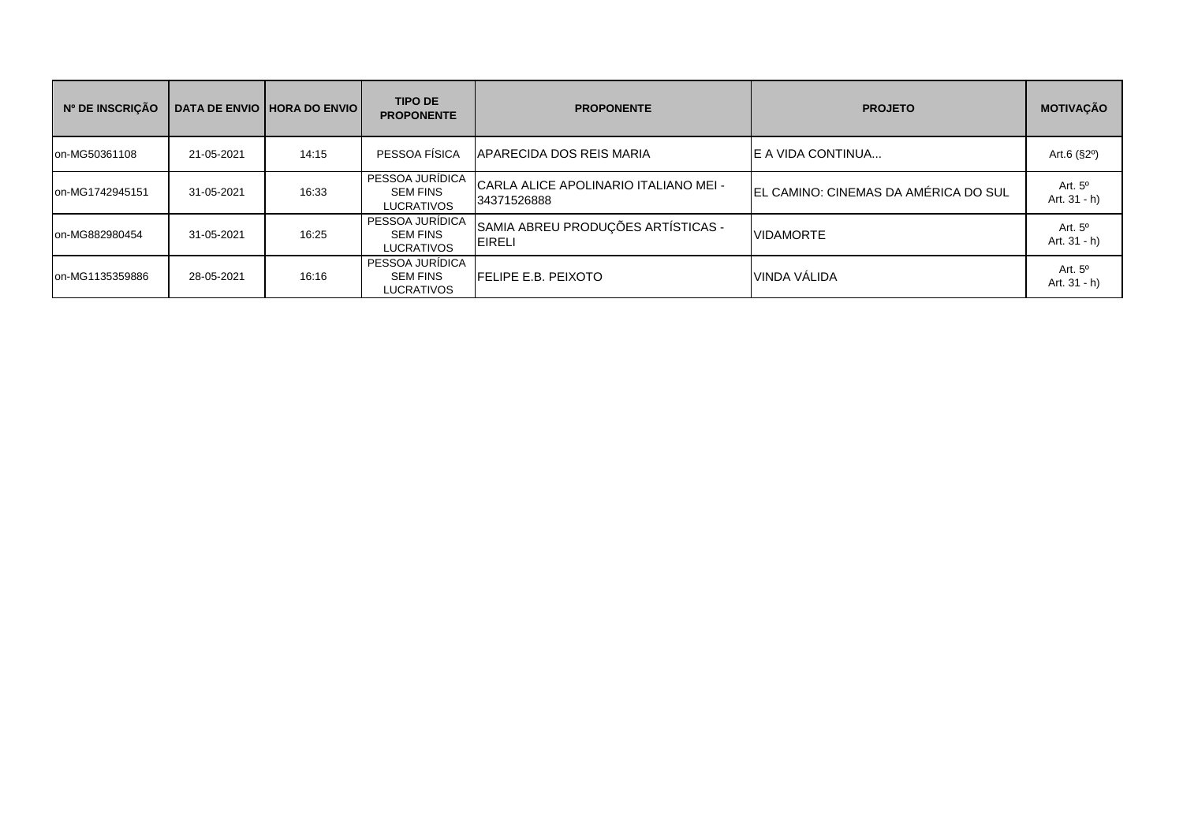| Nº DE INSCRIÇÃO | DATA DE ENVIO | HORA DO ENVIO | TIPO DE PROPONENTE | PROPONENTE | PROJETO | MOTIVAÇÃO |
|---|---|---|---|---|---|---|
| on-MG50361108 | 21-05-2021 | 14:15 | PESSOA FÍSICA | APARECIDA DOS REIS MARIA | E A VIDA CONTINUA... | Art.6 (§2º) |
| on-MG1742945151 | 31-05-2021 | 16:33 | PESSOA JURÍDICA SEM FINS LUCRATIVOS | CARLA ALICE APOLINARIO ITALIANO MEI - 34371526888 | EL CAMINO: CINEMAS DA AMÉRICA DO SUL | Art. 5º Art. 31 - h) |
| on-MG882980454 | 31-05-2021 | 16:25 | PESSOA JURÍDICA SEM FINS LUCRATIVOS | SAMIA ABREU PRODUÇÕES ARTÍSTICAS - EIRELI | VIDAMORTE | Art. 5º Art. 31 - h) |
| on-MG1135359886 | 28-05-2021 | 16:16 | PESSOA JURÍDICA SEM FINS LUCRATIVOS | FELIPE E.B. PEIXOTO | VINDA VÁLIDA | Art. 5º Art. 31 - h) |